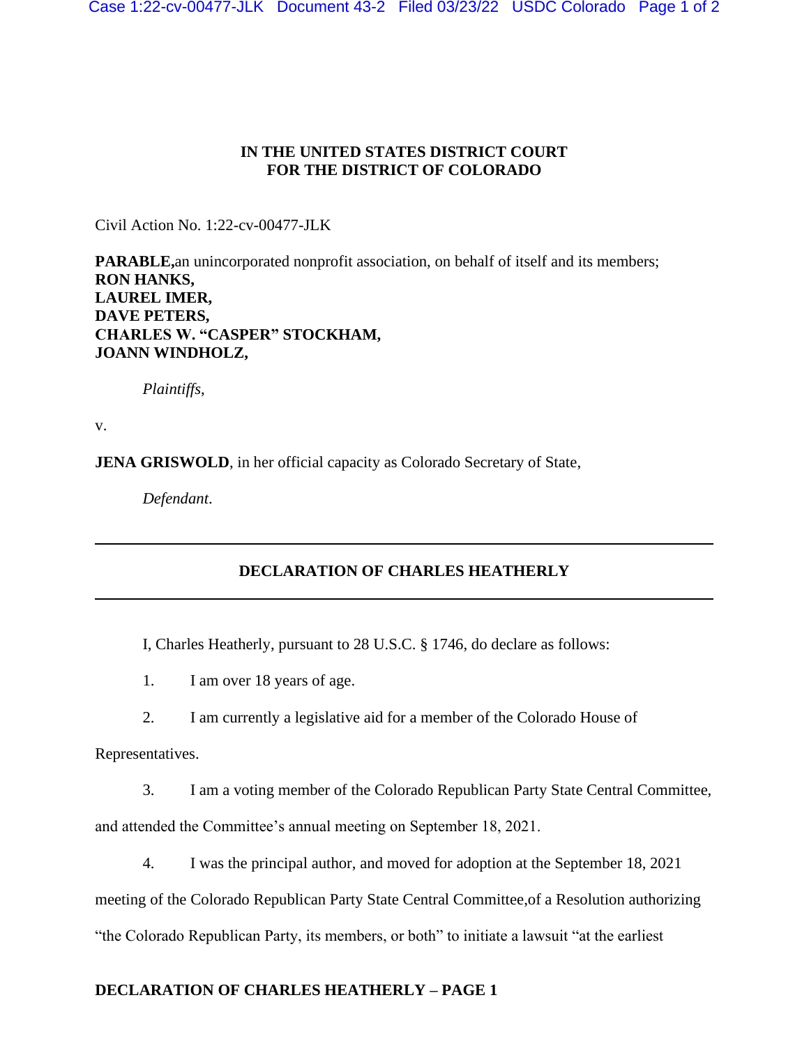**IN THE UNITED STATES DISTRICT COURT**
**FOR THE DISTRICT OF COLORADO**

Civil Action No. 1:22-cv-00477-JLK

**PARABLE,**an unincorporated nonprofit association, on behalf of itself and its members;
**RON HANKS,**
**LAUREL IMER,**
**DAVE PETERS,**
**CHARLES W. "CASPER" STOCKHAM,**
**JOANN WINDHOLZ,**

*Plaintiffs*,

v.

**JENA GRISWOLD**, in her official capacity as Colorado Secretary of State,

*Defendant*.

---

**DECLARATION OF CHARLES HEATHERLY**

---

I, Charles Heatherly, pursuant to 28 U.S.C. § 1746, do declare as follows:

1. I am over 18 years of age.

2. I am currently a legislative aid for a member of the Colorado House of Representatives.

3. I am a voting member of the Colorado Republican Party State Central Committee, and attended the Committee's annual meeting on September 18, 2021.

4. I was the principal author, and moved for adoption at the September 18, 2021 meeting of the Colorado Republican Party State Central Committee,of a Resolution authorizing "the Colorado Republican Party, its members, or both" to initiate a lawsuit "at the earliest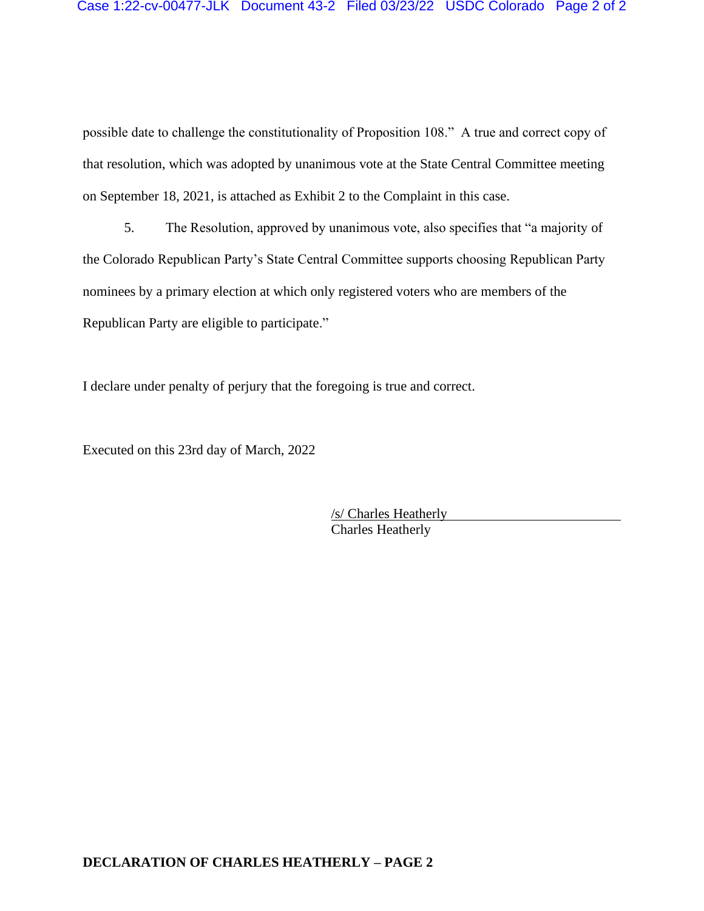possible date to challenge the constitutionality of Proposition 108." A true and correct copy of that resolution, which was adopted by unanimous vote at the State Central Committee meeting on September 18, 2021, is attached as Exhibit 2 to the Complaint in this case.

5. The Resolution, approved by unanimous vote, also specifies that "a majority of the Colorado Republican Party's State Central Committee supports choosing Republican Party nominees by a primary election at which only registered voters who are members of the Republican Party are eligible to participate."

I declare under penalty of perjury that the foregoing is true and correct.

Executed on this 23rd day of March, 2022

/s/ Charles Heatherly
Charles Heatherly

**DECLARATION OF CHARLES HEATHERLY – PAGE 2**